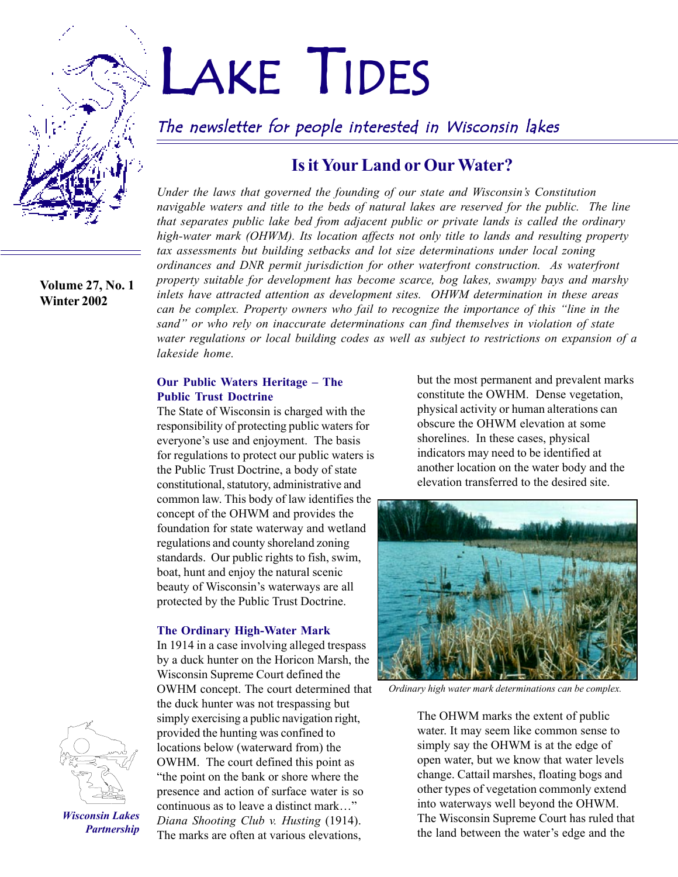# LAKE TIDES

*The newsletter for people interested in Wisconsin lakes*

**Volume 27, No. 1**
**Winter 2002**

## Is it Your Land or Our Water?

*Under the laws that governed the founding of our state and Wisconsin's Constitution navigable waters and title to the beds of natural lakes are reserved for the public. The line that separates public lake bed from adjacent public or private lands is called the ordinary high-water mark (OHWM). Its location affects not only title to lands and resulting property tax assessments but building setbacks and lot size determinations under local zoning ordinances and DNR permit jurisdiction for other waterfront construction. As waterfront property suitable for development has become scarce, bog lakes, swampy bays and marshy inlets have attracted attention as development sites. OHWM determination in these areas can be complex. Property owners who fail to recognize the importance of this "line in the sand" or who rely on inaccurate determinations can find themselves in violation of state water regulations or local building codes as well as subject to restrictions on expansion of a lakeside home.*

### Our Public Waters Heritage – The Public Trust Doctrine

The State of Wisconsin is charged with the responsibility of protecting public waters for everyone's use and enjoyment. The basis for regulations to protect our public waters is the Public Trust Doctrine, a body of state constitutional, statutory, administrative and common law. This body of law identifies the concept of the OHWM and provides the foundation for state waterway and wetland regulations and county shoreland zoning standards. Our public rights to fish, swim, boat, hunt and enjoy the natural scenic beauty of Wisconsin's waterways are all protected by the Public Trust Doctrine.

### The Ordinary High-Water Mark

In 1914 in a case involving alleged trespass by a duck hunter on the Horicon Marsh, the Wisconsin Supreme Court defined the OWHM concept. The court determined that the duck hunter was not trespassing but simply exercising a public navigation right, provided the hunting was confined to locations below (waterward from) the OWHM. The court defined this point as "the point on the bank or shore where the presence and action of surface water is so continuous as to leave a distinct mark…" *Diana Shooting Club v. Husting* (1914). The marks are often at various elevations, but the most permanent and prevalent marks constitute the OWHM. Dense vegetation, physical activity or human alterations can obscure the OHWM elevation at some shorelines. In these cases, physical indicators may need to be identified at another location on the water body and the elevation transferred to the desired site.

*Ordinary high water mark determinations can be complex.*

The OHWM marks the extent of public water. It may seem like common sense to simply say the OHWM is at the edge of open water, but we know that water levels change. Cattail marshes, floating bogs and other types of vegetation commonly extend into waterways well beyond the OHWM. The Wisconsin Supreme Court has ruled that the land between the water's edge and the

*Wisconsin Lakes Partnership*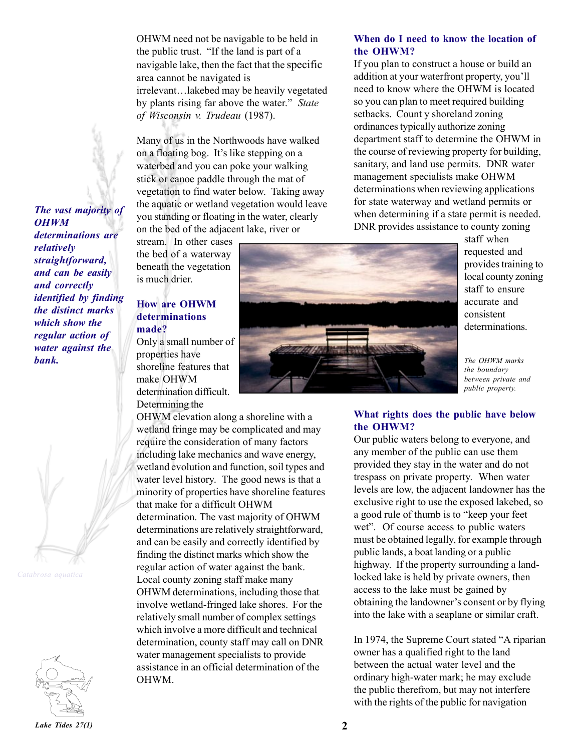OHWM need not be navigable to be held in the public trust. "If the land is part of a navigable lake, then the fact that the specific area cannot be navigated is irrelevant…lakebed may be heavily vegetated by plants rising far above the water." *State of Wisconsin v. Trudeau* (1987).

Many of us in the Northwoods have walked on a floating bog. It's like stepping on a waterbed and you can poke your walking stick or canoe paddle through the mat of vegetation to find water below. Taking away the aquatic or wetland vegetation would leave you standing or floating in the water, clearly on the bed of the adjacent lake, river or stream. In other cases the bed of a waterway beneath the vegetation is much drier.

***The vast majority of OHWM determinations are relatively straightforward, and can be easily and correctly identified by finding the distinct marks which show the regular action of water against the bank.***

### How are OHWM determinations made?

Only a small number of properties have shoreline features that make OHWM determination difficult. Determining the OHWM elevation along a shoreline with a wetland fringe may be complicated and may require the consideration of many factors including lake mechanics and wave energy, wetland evolution and function, soil types and water level history. The good news is that a minority of properties have shoreline features that make for a difficult OHWM determination. The vast majority of OHWM determinations are relatively straightforward, and can be easily and correctly identified by finding the distinct marks which show the regular action of water against the bank. Local county zoning staff make many OHWM determinations, including those that involve wetland-fringed lake shores. For the relatively small number of complex settings which involve a more difficult and technical determination, county staff may call on DNR water management specialists to provide assistance in an official determination of the OHWM.

*Catabrosa aquatica*

### When do I need to know the location of the OHWM?

If you plan to construct a house or build an addition at your waterfront property, you'll need to know where the OHWM is located so you can plan to meet required building setbacks. Count y shoreland zoning ordinances typically authorize zoning department staff to determine the OHWM in the course of reviewing property for building, sanitary, and land use permits. DNR water management specialists make OHWM determinations when reviewing applications for state waterway and wetland permits or when determining if a state permit is needed. DNR provides assistance to county zoning staff when requested and provides training to local county zoning staff to ensure accurate and consistent determinations.

*The OHWM marks the boundary between private and public property.*

### What rights does the public have below the OHWM?

Our public waters belong to everyone, and any member of the public can use them provided they stay in the water and do not trespass on private property. When water levels are low, the adjacent landowner has the exclusive right to use the exposed lakebed, so a good rule of thumb is to "keep your feet wet". Of course access to public waters must be obtained legally, for example through public lands, a boat landing or a public highway. If the property surrounding a land-locked lake is held by private owners, then access to the lake must be gained by obtaining the landowner's consent or by flying into the lake with a seaplane or similar craft.

In 1974, the Supreme Court stated "A riparian owner has a qualified right to the land between the actual water level and the ordinary high-water mark; he may exclude the public therefrom, but may not interfere with the rights of the public for navigation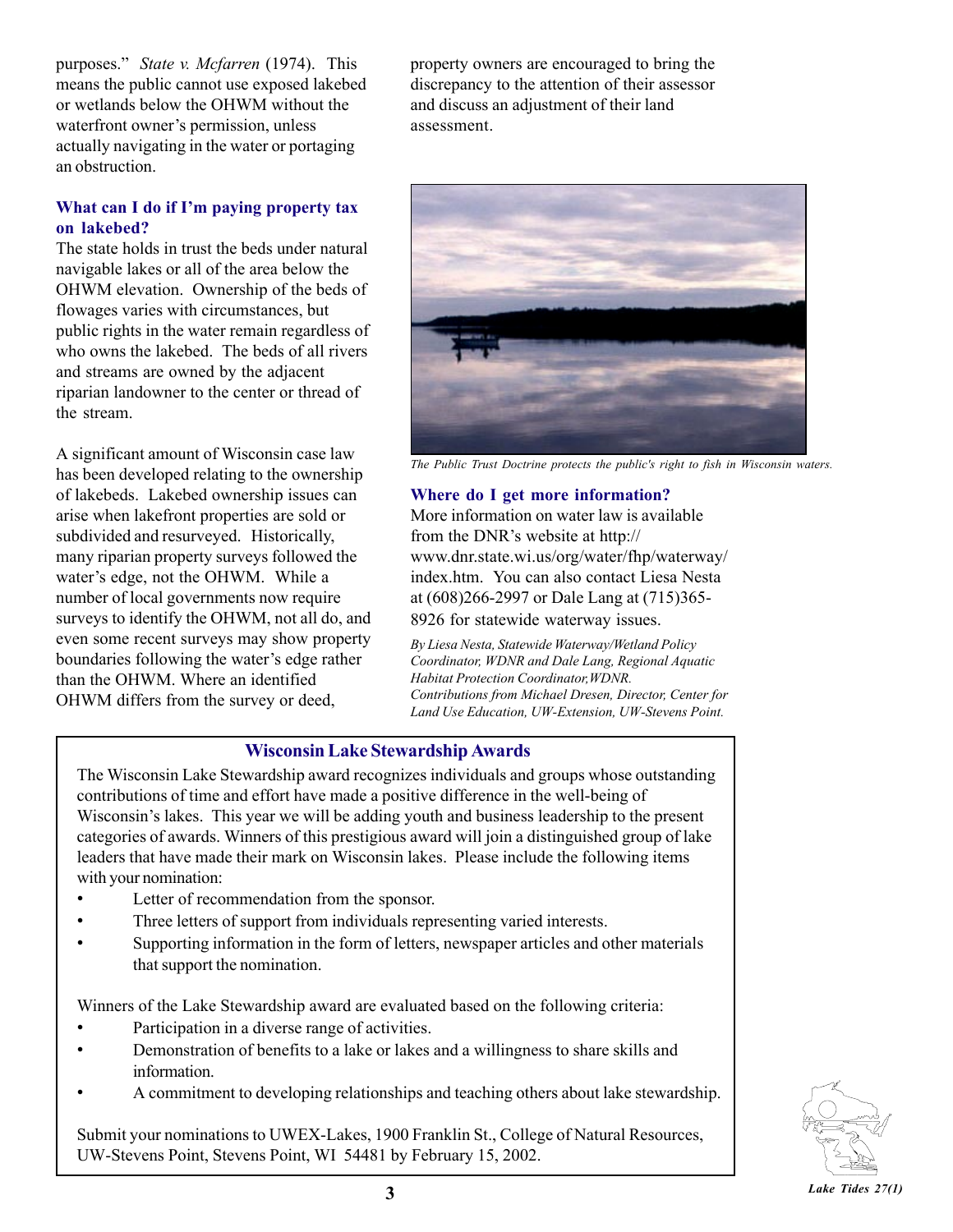purposes." *State v. Mcfarren* (1974). This means the public cannot use exposed lakebed or wetlands below the OHWM without the waterfront owner's permission, unless actually navigating in the water or portaging an obstruction.

### What can I do if I'm paying property tax on lakebed?

The state holds in trust the beds under natural navigable lakes or all of the area below the OHWM elevation. Ownership of the beds of flowages varies with circumstances, but public rights in the water remain regardless of who owns the lakebed. The beds of all rivers and streams are owned by the adjacent riparian landowner to the center or thread of the stream.

A significant amount of Wisconsin case law has been developed relating to the ownership of lakebeds. Lakebed ownership issues can arise when lakefront properties are sold or subdivided and resurveyed. Historically, many riparian property surveys followed the water's edge, not the OHWM. While a number of local governments now require surveys to identify the OHWM, not all do, and even some recent surveys may show property boundaries following the water's edge rather than the OHWM. Where an identified OHWM differs from the survey or deed, property owners are encouraged to bring the discrepancy to the attention of their assessor and discuss an adjustment of their land assessment.

*The Public Trust Doctrine protects the public's right to fish in Wisconsin waters.*

### Where do I get more information?

More information on water law is available from the DNR's website at http://www.dnr.state.wi.us/org/water/fhp/waterway/index.htm. You can also contact Liesa Nesta at (608)266-2997 or Dale Lang at (715)365-8926 for statewide waterway issues.

*By Liesa Nesta, Statewide Waterway/Wetland Policy Coordinator, WDNR and Dale Lang, Regional Aquatic Habitat Protection Coordinator,WDNR. Contributions from Michael Dresen, Director, Center for Land Use Education, UW-Extension, UW-Stevens Point.*

## Wisconsin Lake Stewardship Awards

The Wisconsin Lake Stewardship award recognizes individuals and groups whose outstanding contributions of time and effort have made a positive difference in the well-being of Wisconsin's lakes. This year we will be adding youth and business leadership to the present categories of awards. Winners of this prestigious award will join a distinguished group of lake leaders that have made their mark on Wisconsin lakes. Please include the following items with your nomination:

- Letter of recommendation from the sponsor.
- Three letters of support from individuals representing varied interests.
- Supporting information in the form of letters, newspaper articles and other materials that support the nomination.

Winners of the Lake Stewardship award are evaluated based on the following criteria:

- Participation in a diverse range of activities.
- Demonstration of benefits to a lake or lakes and a willingness to share skills and information.
- A commitment to developing relationships and teaching others about lake stewardship.

Submit your nominations to UWEX-Lakes, 1900 Franklin St., College of Natural Resources, UW-Stevens Point, Stevens Point, WI 54481 by February 15, 2002.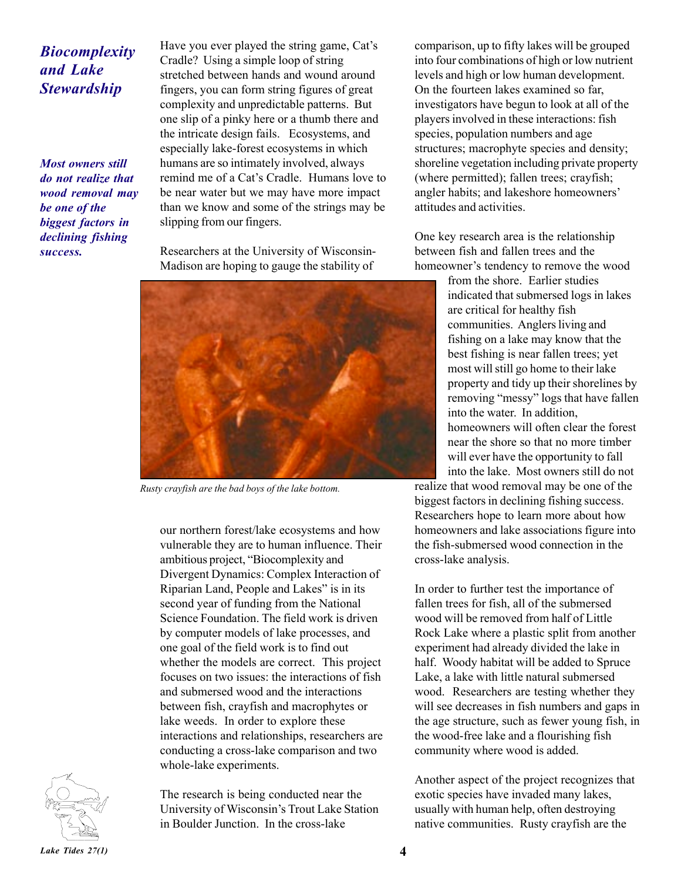## *Biocomplexity and Lake Stewardship*

***Most owners still do not realize that wood removal may be one of the biggest factors in declining fishing success.***

Have you ever played the string game, Cat's Cradle? Using a simple loop of string stretched between hands and wound around fingers, you can form string figures of great complexity and unpredictable patterns. But one slip of a pinky here or a thumb there and the intricate design fails. Ecosystems, and especially lake-forest ecosystems in which humans are so intimately involved, always remind me of a Cat's Cradle. Humans love to be near water but we may have more impact than we know and some of the strings may be slipping from our fingers.

Researchers at the University of Wisconsin-Madison are hoping to gauge the stability of our northern forest/lake ecosystems and how vulnerable they are to human influence. Their ambitious project, "Biocomplexity and Divergent Dynamics: Complex Interaction of Riparian Land, People and Lakes" is in its second year of funding from the National Science Foundation. The field work is driven by computer models of lake processes, and one goal of the field work is to find out whether the models are correct. This project focuses on two issues: the interactions of fish and submersed wood and the interactions between fish, crayfish and macrophytes or lake weeds. In order to explore these interactions and relationships, researchers are conducting a cross-lake comparison and two whole-lake experiments.

*Rusty crayfish are the bad boys of the lake bottom.*

The research is being conducted near the University of Wisconsin's Trout Lake Station in Boulder Junction. In the cross-lake comparison, up to fifty lakes will be grouped into four combinations of high or low nutrient levels and high or low human development. On the fourteen lakes examined so far, investigators have begun to look at all of the players involved in these interactions: fish species, population numbers and age structures; macrophyte species and density; shoreline vegetation including private property (where permitted); fallen trees; crayfish; angler habits; and lakeshore homeowners' attitudes and activities.

One key research area is the relationship between fish and fallen trees and the homeowner's tendency to remove the wood from the shore. Earlier studies indicated that submersed logs in lakes are critical for healthy fish communities. Anglers living and fishing on a lake may know that the best fishing is near fallen trees; yet most will still go home to their lake property and tidy up their shorelines by removing "messy" logs that have fallen into the water. In addition, homeowners will often clear the forest near the shore so that no more timber will ever have the opportunity to fall into the lake. Most owners still do not realize that wood removal may be one of the biggest factors in declining fishing success. Researchers hope to learn more about how homeowners and lake associations figure into the fish-submersed wood connection in the cross-lake analysis.

In order to further test the importance of fallen trees for fish, all of the submersed wood will be removed from half of Little Rock Lake where a plastic split from another experiment had already divided the lake in half. Woody habitat will be added to Spruce Lake, a lake with little natural submersed wood. Researchers are testing whether they will see decreases in fish numbers and gaps in the age structure, such as fewer young fish, in the wood-free lake and a flourishing fish community where wood is added.

Another aspect of the project recognizes that exotic species have invaded many lakes, usually with human help, often destroying native communities. Rusty crayfish are the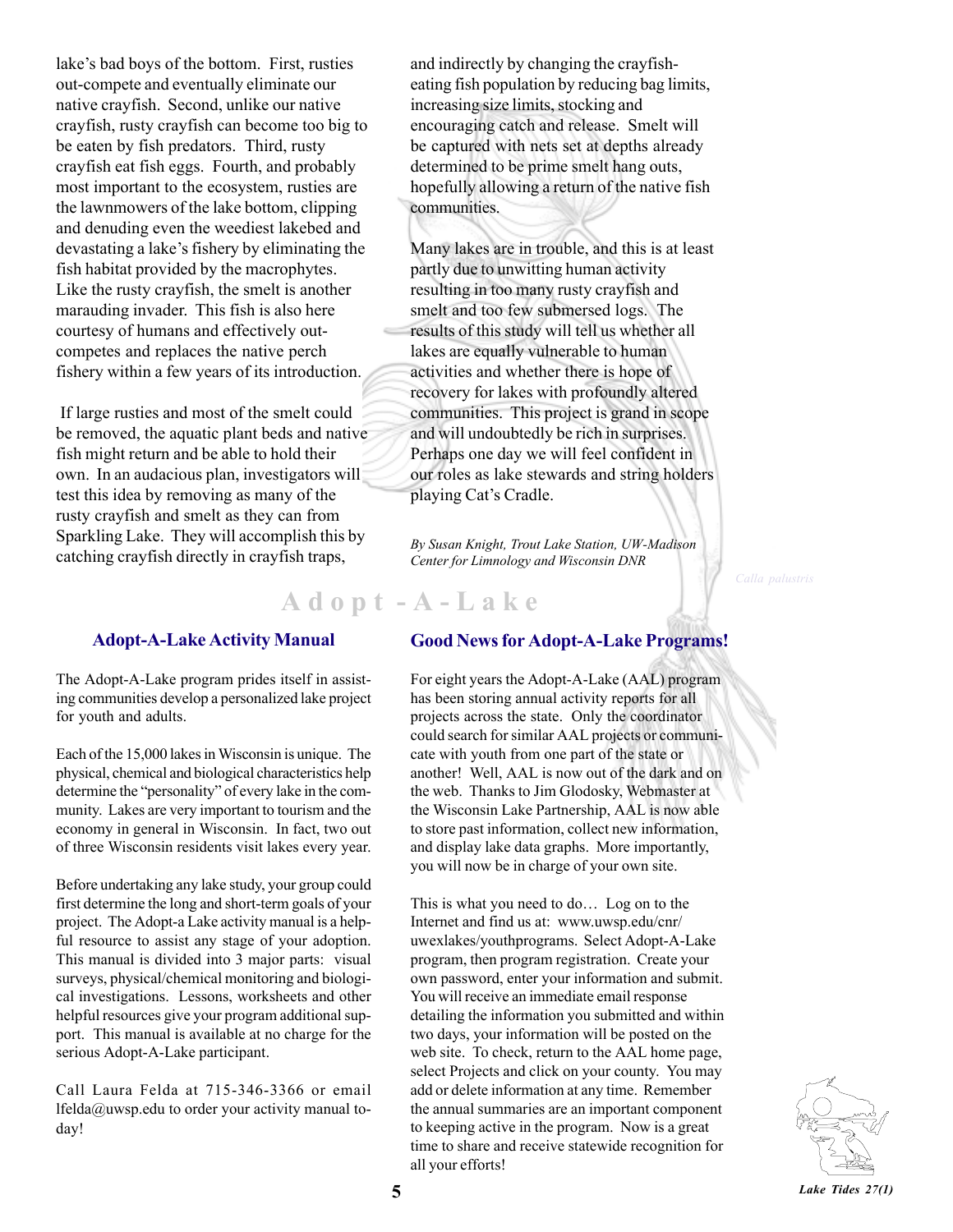lake's bad boys of the bottom. First, rusties out-compete and eventually eliminate our native crayfish. Second, unlike our native crayfish, rusty crayfish can become too big to be eaten by fish predators. Third, rusty crayfish eat fish eggs. Fourth, and probably most important to the ecosystem, rusties are the lawnmowers of the lake bottom, clipping and denuding even the weediest lakebed and devastating a lake's fishery by eliminating the fish habitat provided by the macrophytes. Like the rusty crayfish, the smelt is another marauding invader. This fish is also here courtesy of humans and effectively out-competes and replaces the native perch fishery within a few years of its introduction.

If large rusties and most of the smelt could be removed, the aquatic plant beds and native fish might return and be able to hold their own. In an audacious plan, investigators will test this idea by removing as many of the rusty crayfish and smelt as they can from Sparkling Lake. They will accomplish this by catching crayfish directly in crayfish traps, and indirectly by changing the crayfish-eating fish population by reducing bag limits, increasing size limits, stocking and encouraging catch and release. Smelt will be captured with nets set at depths already determined to be prime smelt hang outs, hopefully allowing a return of the native fish communities.

Many lakes are in trouble, and this is at least partly due to unwitting human activity resulting in too many rusty crayfish and smelt and too few submersed logs. The results of this study will tell us whether all lakes are equally vulnerable to human activities and whether there is hope of recovery for lakes with profoundly altered communities. This project is grand in scope and will undoubtedly be rich in surprises. Perhaps one day we will feel confident in our roles as lake stewards and string holders playing Cat's Cradle.

*By Susan Knight, Trout Lake Station, UW-Madison Center for Limnology and Wisconsin DNR*

*Calla palustris*

# Adopt-A-Lake

## Adopt-A-Lake Activity Manual

The Adopt-A-Lake program prides itself in assisting communities develop a personalized lake project for youth and adults.

Each of the 15,000 lakes in Wisconsin is unique. The physical, chemical and biological characteristics help determine the "personality" of every lake in the community. Lakes are very important to tourism and the economy in general in Wisconsin. In fact, two out of three Wisconsin residents visit lakes every year.

Before undertaking any lake study, your group could first determine the long and short-term goals of your project. The Adopt-a Lake activity manual is a helpful resource to assist any stage of your adoption. This manual is divided into 3 major parts: visual surveys, physical/chemical monitoring and biological investigations. Lessons, worksheets and other helpful resources give your program additional support. This manual is available at no charge for the serious Adopt-A-Lake participant.

Call Laura Felda at 715-346-3366 or email lfelda@uwsp.edu to order your activity manual today!

## Good News for Adopt-A-Lake Programs!

For eight years the Adopt-A-Lake (AAL) program has been storing annual activity reports for all projects across the state. Only the coordinator could search for similar AAL projects or communicate with youth from one part of the state or another! Well, AAL is now out of the dark and on the web. Thanks to Jim Glodosky, Webmaster at the Wisconsin Lake Partnership, AAL is now able to store past information, collect new information, and display lake data graphs. More importantly, you will now be in charge of your own site.

This is what you need to do… Log on to the Internet and find us at: www.uwsp.edu/cnr/uwexlakes/youthprograms. Select Adopt-A-Lake program, then program registration. Create your own password, enter your information and submit. You will receive an immediate email response detailing the information you submitted and within two days, your information will be posted on the web site. To check, return to the AAL home page, select Projects and click on your county. You may add or delete information at any time. Remember the annual summaries are an important component to keeping active in the program. Now is a great time to share and receive statewide recognition for all your efforts!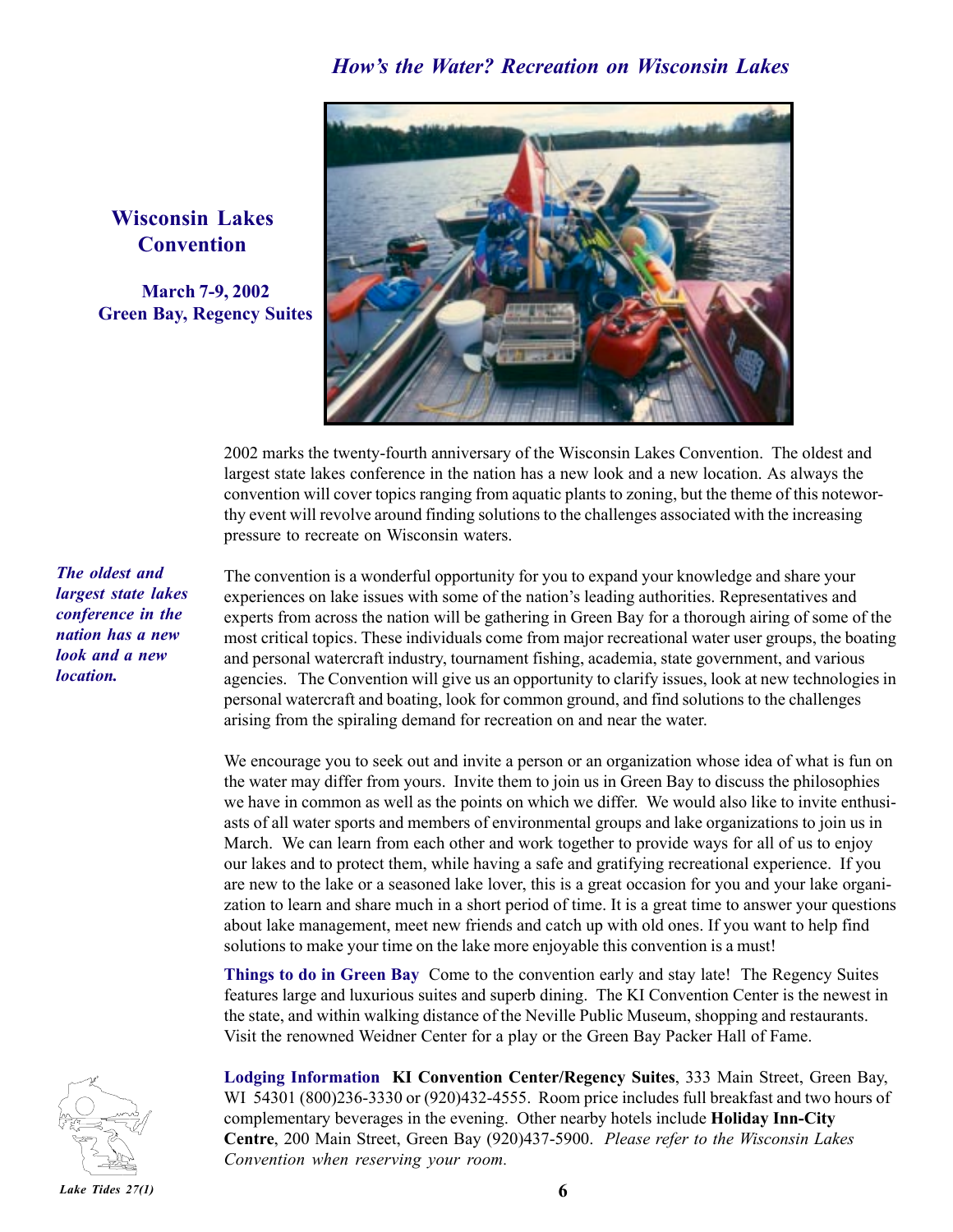# How's the Water? Recreation on Wisconsin Lakes

## Wisconsin Lakes Convention

**March 7-9, 2002**
**Green Bay, Regency Suites**

2002 marks the twenty-fourth anniversary of the Wisconsin Lakes Convention. The oldest and largest state lakes conference in the nation has a new look and a new location. As always the convention will cover topics ranging from aquatic plants to zoning, but the theme of this noteworthy event will revolve around finding solutions to the challenges associated with the increasing pressure to recreate on Wisconsin waters.

*The oldest and largest state lakes conference in the nation has a new look and a new location.*

The convention is a wonderful opportunity for you to expand your knowledge and share your experiences on lake issues with some of the nation's leading authorities. Representatives and experts from across the nation will be gathering in Green Bay for a thorough airing of some of the most critical topics. These individuals come from major recreational water user groups, the boating and personal watercraft industry, tournament fishing, academia, state government, and various agencies. The Convention will give us an opportunity to clarify issues, look at new technologies in personal watercraft and boating, look for common ground, and find solutions to the challenges arising from the spiraling demand for recreation on and near the water.

We encourage you to seek out and invite a person or an organization whose idea of what is fun on the water may differ from yours. Invite them to join us in Green Bay to discuss the philosophies we have in common as well as the points on which we differ. We would also like to invite enthusiasts of all water sports and members of environmental groups and lake organizations to join us in March. We can learn from each other and work together to provide ways for all of us to enjoy our lakes and to protect them, while having a safe and gratifying recreational experience. If you are new to the lake or a seasoned lake lover, this is a great occasion for you and your lake organization to learn and share much in a short period of time. It is a great time to answer your questions about lake management, meet new friends and catch up with old ones. If you want to help find solutions to make your time on the lake more enjoyable this convention is a must!

**Things to do in Green Bay** Come to the convention early and stay late! The Regency Suites features large and luxurious suites and superb dining. The KI Convention Center is the newest in the state, and within walking distance of the Neville Public Museum, shopping and restaurants. Visit the renowned Weidner Center for a play or the Green Bay Packer Hall of Fame.

**Lodging Information** **KI Convention Center/Regency Suites**, 333 Main Street, Green Bay, WI 54301 (800)236-3330 or (920)432-4555. Room price includes full breakfast and two hours of complementary beverages in the evening. Other nearby hotels include **Holiday Inn-City Centre**, 200 Main Street, Green Bay (920)437-5900. *Please refer to the Wisconsin Lakes Convention when reserving your room.*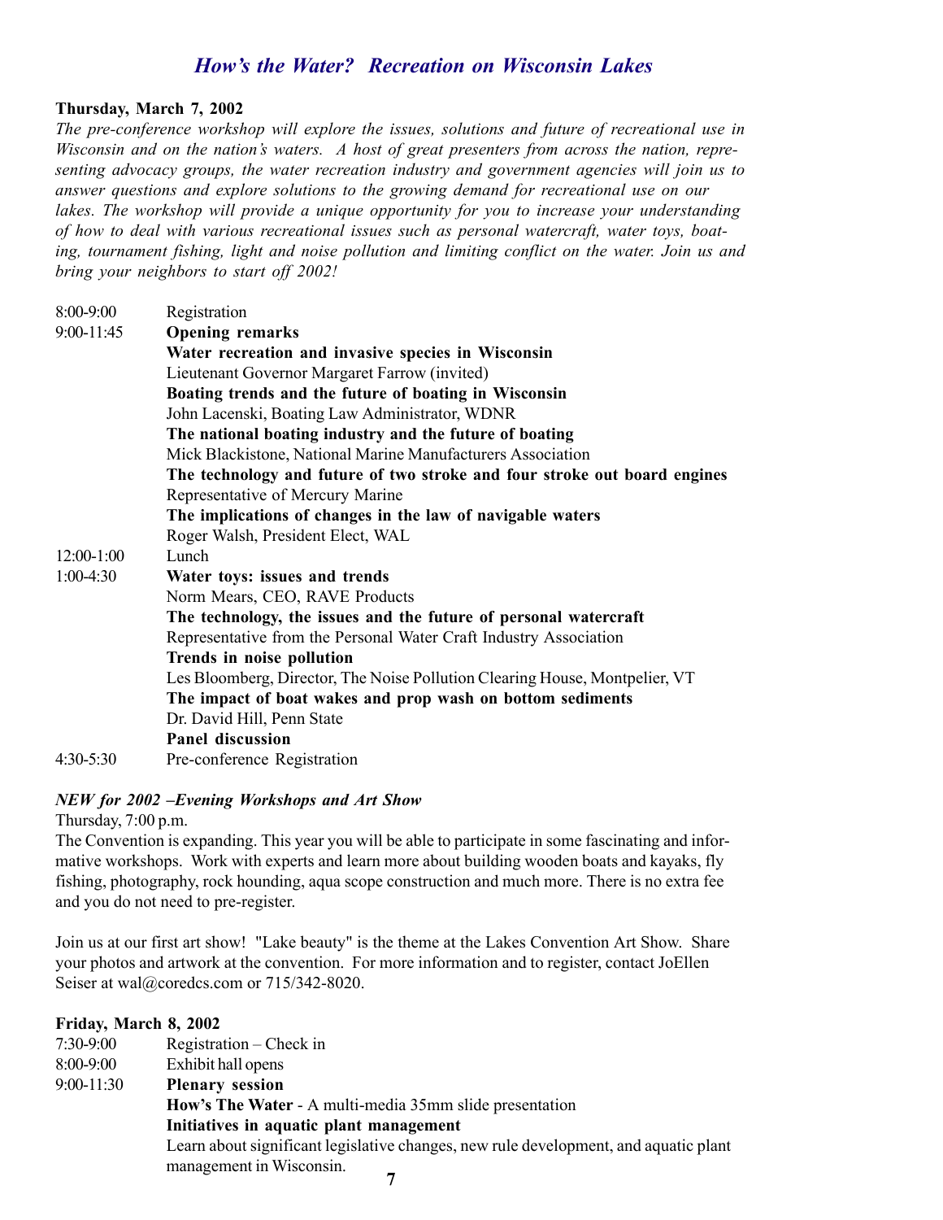## *How's the Water? Recreation on Wisconsin Lakes*

**Thursday, March 7, 2002**

*The pre-conference workshop will explore the issues, solutions and future of recreational use in Wisconsin and on the nation's waters. A host of great presenters from across the nation, representing advocacy groups, the water recreation industry and government agencies will join us to answer questions and explore solutions to the growing demand for recreational use on our lakes. The workshop will provide a unique opportunity for you to increase your understanding of how to deal with various recreational issues such as personal watercraft, water toys, boating, tournament fishing, light and noise pollution and limiting conflict on the water. Join us and bring your neighbors to start off 2002!*

| | |
|---|---|
| 8:00-9:00 | Registration |
| 9:00-11:45 | **Opening remarks** |
| | **Water recreation and invasive species in Wisconsin** |
| | Lieutenant Governor Margaret Farrow (invited) |
| | **Boating trends and the future of boating in Wisconsin** |
| | John Lacenski, Boating Law Administrator, WDNR |
| | **The national boating industry and the future of boating** |
| | Mick Blackistone, National Marine Manufacturers Association |
| | **The technology and future of two stroke and four stroke out board engines** |
| | Representative of Mercury Marine |
| | **The implications of changes in the law of navigable waters** |
| | Roger Walsh, President Elect, WAL |
| 12:00-1:00 | Lunch |
| 1:00-4:30 | **Water toys: issues and trends** |
| | Norm Mears, CEO, RAVE Products |
| | **The technology, the issues and the future of personal watercraft** |
| | Representative from the Personal Water Craft Industry Association |
| | **Trends in noise pollution** |
| | Les Bloomberg, Director, The Noise Pollution Clearing House, Montpelier, VT |
| | **The impact of boat wakes and prop wash on bottom sediments** |
| | Dr. David Hill, Penn State |
| | **Panel discussion** |
| 4:30-5:30 | Pre-conference Registration |

***NEW for 2002 –Evening Workshops and Art Show***

Thursday, 7:00 p.m.

The Convention is expanding. This year you will be able to participate in some fascinating and informative workshops. Work with experts and learn more about building wooden boats and kayaks, fly fishing, photography, rock hounding, aqua scope construction and much more. There is no extra fee and you do not need to pre-register.

Join us at our first art show! "Lake beauty" is the theme at the Lakes Convention Art Show. Share your photos and artwork at the convention. For more information and to register, contact JoEllen Seiser at wal@coredcs.com or 715/342-8020.

**Friday, March 8, 2002**

| | |
|---|---|
| 7:30-9:00 | Registration – Check in |
| 8:00-9:00 | Exhibit hall opens |
| 9:00-11:30 | **Plenary session** |
| | **How's The Water** - A multi-media 35mm slide presentation |
| | **Initiatives in aquatic plant management** |
| | Learn about significant legislative changes, new rule development, and aquatic plant management in Wisconsin. |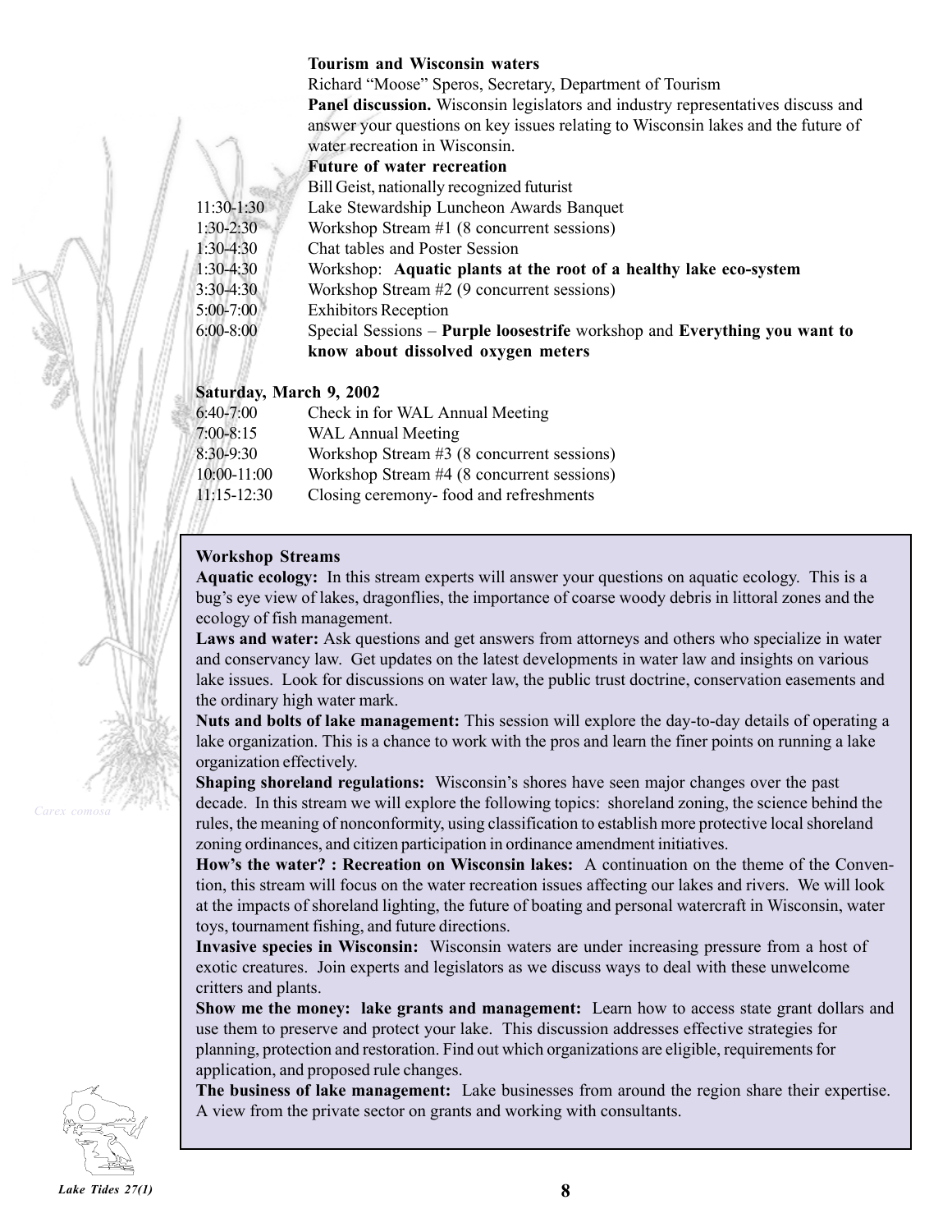**Tourism and Wisconsin waters**

Richard "Moose" Speros, Secretary, Department of Tourism

**Panel discussion.** Wisconsin legislators and industry representatives discuss and answer your questions on key issues relating to Wisconsin lakes and the future of water recreation in Wisconsin.

**Future of water recreation**

Bill Geist, nationally recognized futurist

| | |
|---|---|
| 11:30-1:30 | Lake Stewardship Luncheon Awards Banquet |
| 1:30-2:30 | Workshop Stream #1 (8 concurrent sessions) |
| 1:30-4:30 | Chat tables and Poster Session |
| 1:30-4:30 | Workshop: **Aquatic plants at the root of a healthy lake eco-system** |
| 3:30-4:30 | Workshop Stream #2 (9 concurrent sessions) |
| 5:00-7:00 | Exhibitors Reception |
| 6:00-8:00 | Special Sessions – **Purple loosestrife** workshop and **Everything you want to know about dissolved oxygen meters** |

**Saturday, March 9, 2002**

| | |
|---|---|
| 6:40-7:00 | Check in for WAL Annual Meeting |
| 7:00-8:15 | WAL Annual Meeting |
| 8:30-9:30 | Workshop Stream #3 (8 concurrent sessions) |
| 10:00-11:00 | Workshop Stream #4 (8 concurrent sessions) |
| 11:15-12:30 | Closing ceremony- food and refreshments |

*Carex comosa*

**Workshop Streams**

**Aquatic ecology:** In this stream experts will answer your questions on aquatic ecology. This is a bug's eye view of lakes, dragonflies, the importance of coarse woody debris in littoral zones and the ecology of fish management.

**Laws and water:** Ask questions and get answers from attorneys and others who specialize in water and conservancy law. Get updates on the latest developments in water law and insights on various lake issues. Look for discussions on water law, the public trust doctrine, conservation easements and the ordinary high water mark.

**Nuts and bolts of lake management:** This session will explore the day-to-day details of operating a lake organization. This is a chance to work with the pros and learn the finer points on running a lake organization effectively.

**Shaping shoreland regulations:** Wisconsin's shores have seen major changes over the past decade. In this stream we will explore the following topics: shoreland zoning, the science behind the rules, the meaning of nonconformity, using classification to establish more protective local shoreland zoning ordinances, and citizen participation in ordinance amendment initiatives.

**How's the water? : Recreation on Wisconsin lakes:** A continuation on the theme of the Convention, this stream will focus on the water recreation issues affecting our lakes and rivers. We will look at the impacts of shoreland lighting, the future of boating and personal watercraft in Wisconsin, water toys, tournament fishing, and future directions.

**Invasive species in Wisconsin:** Wisconsin waters are under increasing pressure from a host of exotic creatures. Join experts and legislators as we discuss ways to deal with these unwelcome critters and plants.

**Show me the money: lake grants and management:** Learn how to access state grant dollars and use them to preserve and protect your lake. This discussion addresses effective strategies for planning, protection and restoration. Find out which organizations are eligible, requirements for application, and proposed rule changes.

**The business of lake management:** Lake businesses from around the region share their expertise. A view from the private sector on grants and working with consultants.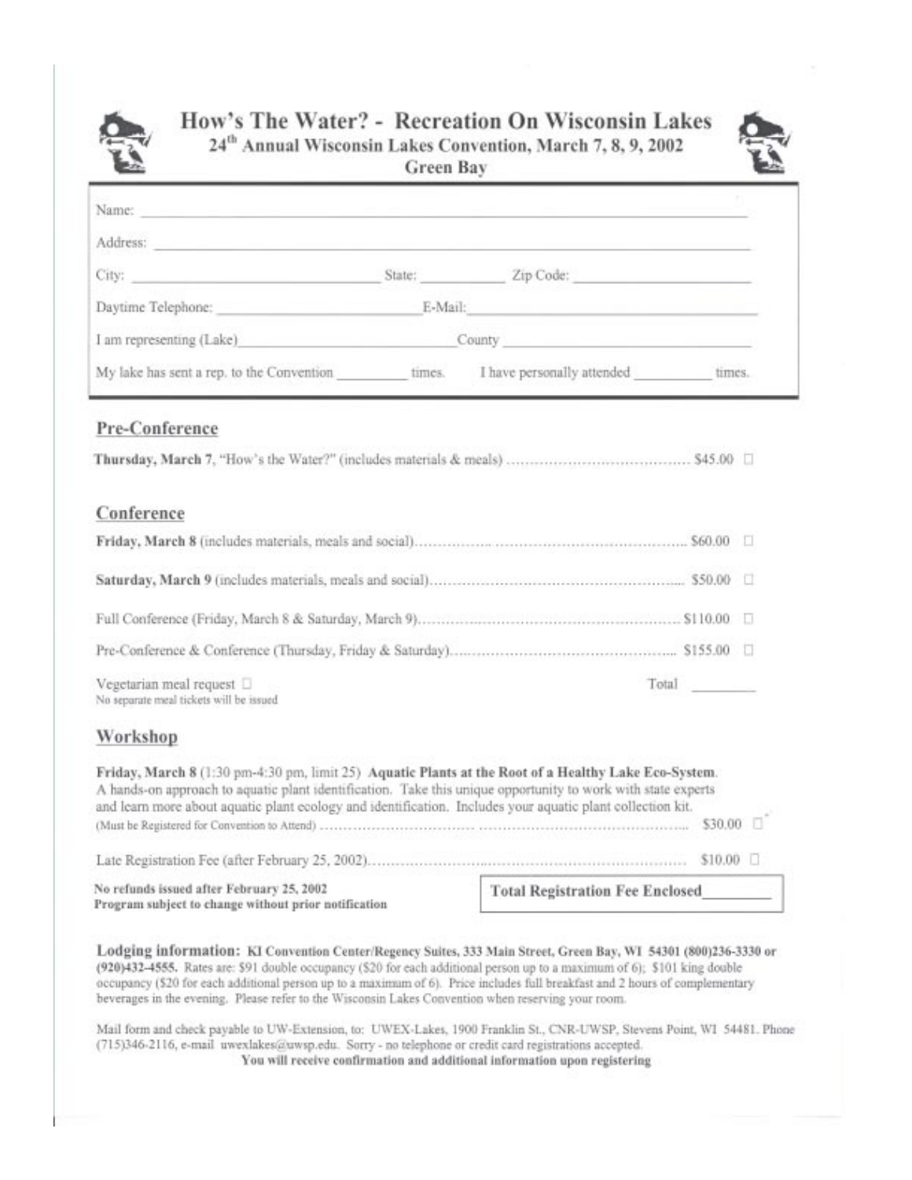# How's The Water? - Recreation On Wisconsin Lakes

**24th Annual Wisconsin Lakes Convention, March 7, 8, 9, 2002**

**Green Bay**

Name: ______________________________________________

Address: ______________________________________________

City: ____________________ State: __________ Zip Code: ____________________

Daytime Telephone: ____________________ E-Mail: ____________________

I am representing (Lake) ____________________ County ____________________

My lake has sent a rep. to the Convention ________ times. I have personally attended ________ times.

## Pre-Conference

**Thursday, March 7**, "How's the Water?" (includes materials & meals) .................................... $45.00 ☐

## Conference

**Friday, March 8** (includes materials, meals and social)............................................................ $60.00 ☐

**Saturday, March 9** (includes materials, meals and social)......................................................... $50.00 ☐

Full Conference (Friday, March 8 & Saturday, March 9).............................................................. $110.00 ☐

Pre-Conference & Conference (Thursday, Friday & Saturday)..................................................... $155.00 ☐

Vegetarian meal request ☐ Total ________

No separate meal tickets will be issued

## Workshop

**Friday, March 8** (1:30 pm-4:30 pm, limit 25) **Aquatic Plants at the Root of a Healthy Lake Eco-System.** A hands-on approach to aquatic plant identification. Take this unique opportunity to work with state experts and learn more about aquatic plant ecology and identification. Includes your aquatic plant collection kit. (Must be Registered for Convention to Attend) ........................................................................ $30.00 ☐

Late Registration Fee (after February 25, 2002)............................................................................ $10.00 ☐

**No refunds issued after February 25, 2002**
**Program subject to change without prior notification**

**Total Registration Fee Enclosed** ________

**Lodging information:** **KI Convention Center/Regency Suites, 333 Main Street, Green Bay, WI 54301 (800)236-3330 or (920)432-4555.** Rates are: $91 double occupancy ($20 for each additional person up to a maximum of 6); $101 king double occupancy ($20 for each additional person up to a maximum of 6). Price includes full breakfast and 2 hours of complementary beverages in the evening. Please refer to the Wisconsin Lakes Convention when reserving your room.

Mail form and check payable to UW-Extension, to: UWEX-Lakes, 1900 Franklin St., CNR-UWSP, Stevens Point, WI 54481. Phone (715)346-2116, e-mail uwexlakes@uwsp.edu. Sorry - no telephone or credit card registrations accepted.

**You will receive confirmation and additional information upon registering**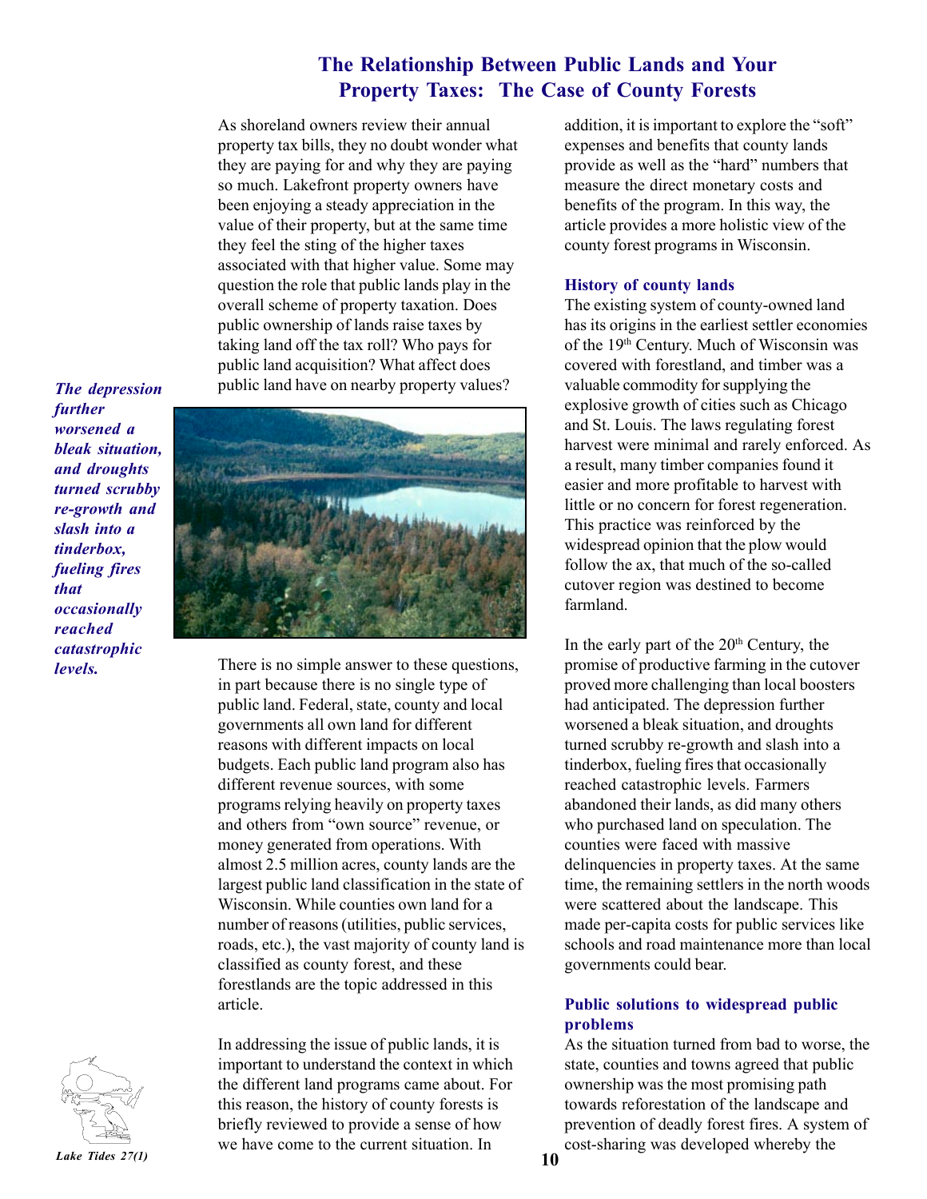# The Relationship Between Public Lands and Your Property Taxes: The Case of County Forests

As shoreland owners review their annual property tax bills, they no doubt wonder what they are paying for and why they are paying so much. Lakefront property owners have been enjoying a steady appreciation in the value of their property, but at the same time they feel the sting of the higher taxes associated with that higher value. Some may question the role that public lands play in the overall scheme of property taxation. Does public ownership of lands raise taxes by taking land off the tax roll? Who pays for public land acquisition? What affect does public land have on nearby property values?

*The depression further worsened a bleak situation, and droughts turned scrubby re-growth and slash into a tinderbox, fueling fires that occasionally reached catastrophic levels.*

There is no simple answer to these questions, in part because there is no single type of public land. Federal, state, county and local governments all own land for different reasons with different impacts on local budgets. Each public land program also has different revenue sources, with some programs relying heavily on property taxes and others from "own source" revenue, or money generated from operations. With almost 2.5 million acres, county lands are the largest public land classification in the state of Wisconsin. While counties own land for a number of reasons (utilities, public services, roads, etc.), the vast majority of county land is classified as county forest, and these forestlands are the topic addressed in this article.

In addressing the issue of public lands, it is important to understand the context in which the different land programs came about. For this reason, the history of county forests is briefly reviewed to provide a sense of how we have come to the current situation. In addition, it is important to explore the "soft" expenses and benefits that county lands provide as well as the "hard" numbers that measure the direct monetary costs and benefits of the program. In this way, the article provides a more holistic view of the county forest programs in Wisconsin.

## History of county lands

The existing system of county-owned land has its origins in the earliest settler economies of the 19th Century. Much of Wisconsin was covered with forestland, and timber was a valuable commodity for supplying the explosive growth of cities such as Chicago and St. Louis. The laws regulating forest harvest were minimal and rarely enforced. As a result, many timber companies found it easier and more profitable to harvest with little or no concern for forest regeneration. This practice was reinforced by the widespread opinion that the plow would follow the ax, that much of the so-called cutover region was destined to become farmland.

In the early part of the 20th Century, the promise of productive farming in the cutover proved more challenging than local boosters had anticipated. The depression further worsened a bleak situation, and droughts turned scrubby re-growth and slash into a tinderbox, fueling fires that occasionally reached catastrophic levels. Farmers abandoned their lands, as did many others who purchased land on speculation. The counties were faced with massive delinquencies in property taxes. At the same time, the remaining settlers in the north woods were scattered about the landscape. This made per-capita costs for public services like schools and road maintenance more than local governments could bear.

## Public solutions to widespread public problems

As the situation turned from bad to worse, the state, counties and towns agreed that public ownership was the most promising path towards reforestation of the landscape and prevention of deadly forest fires. A system of cost-sharing was developed whereby the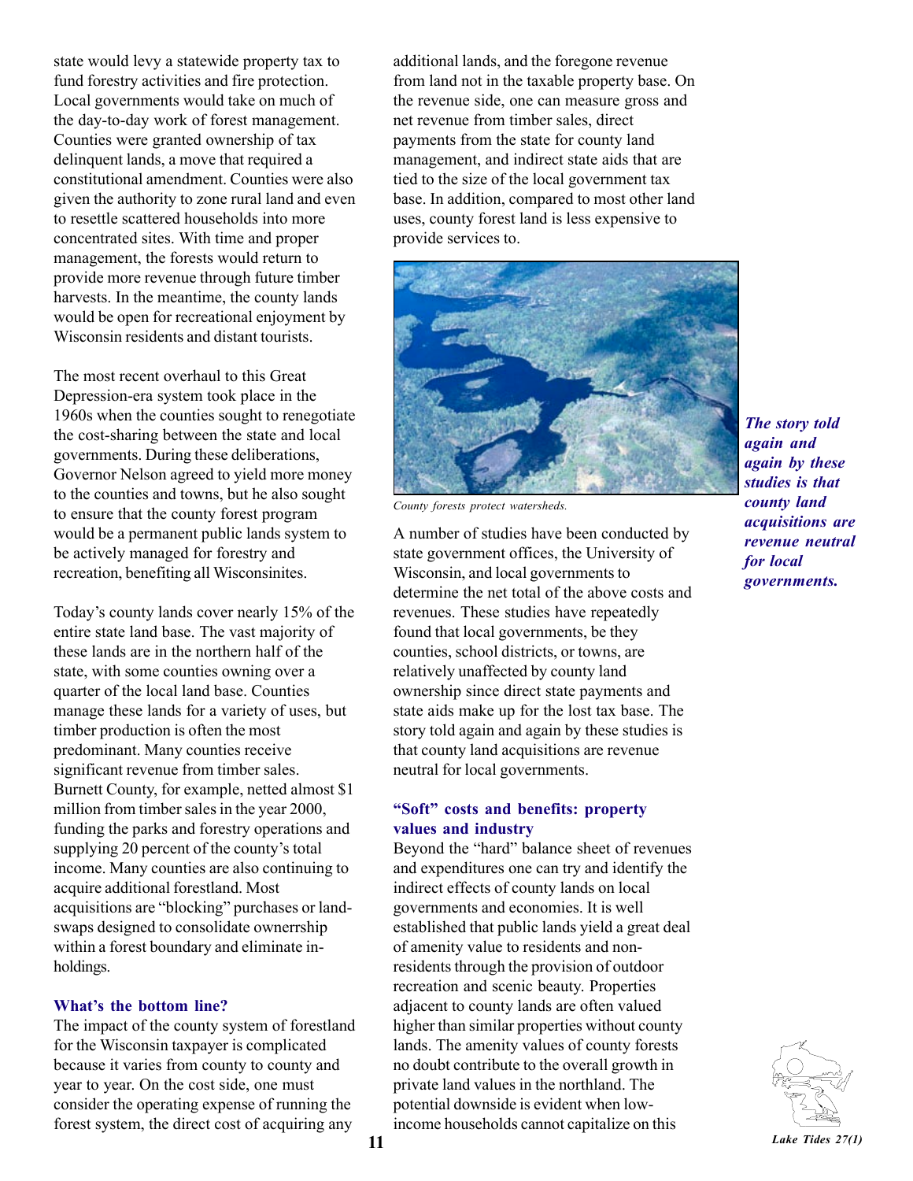state would levy a statewide property tax to fund forestry activities and fire protection. Local governments would take on much of the day-to-day work of forest management. Counties were granted ownership of tax delinquent lands, a move that required a constitutional amendment. Counties were also given the authority to zone rural land and even to resettle scattered households into more concentrated sites. With time and proper management, the forests would return to provide more revenue through future timber harvests. In the meantime, the county lands would be open for recreational enjoyment by Wisconsin residents and distant tourists.

The most recent overhaul to this Great Depression-era system took place in the 1960s when the counties sought to renegotiate the cost-sharing between the state and local governments. During these deliberations, Governor Nelson agreed to yield more money to the counties and towns, but he also sought to ensure that the county forest program would be a permanent public lands system to be actively managed for forestry and recreation, benefiting all Wisconsinites.

Today's county lands cover nearly 15% of the entire state land base. The vast majority of these lands are in the northern half of the state, with some counties owning over a quarter of the local land base. Counties manage these lands for a variety of uses, but timber production is often the most predominant. Many counties receive significant revenue from timber sales. Burnett County, for example, netted almost $1 million from timber sales in the year 2000, funding the parks and forestry operations and supplying 20 percent of the county's total income. Many counties are also continuing to acquire additional forestland. Most acquisitions are "blocking" purchases or land-swaps designed to consolidate ownerrship within a forest boundary and eliminate in-holdings.

### What's the bottom line?

The impact of the county system of forestland for the Wisconsin taxpayer is complicated because it varies from county to county and year to year. On the cost side, one must consider the operating expense of running the forest system, the direct cost of acquiring any additional lands, and the foregone revenue from land not in the taxable property base. On the revenue side, one can measure gross and net revenue from timber sales, direct payments from the state for county land management, and indirect state aids that are tied to the size of the local government tax base. In addition, compared to most other land uses, county forest land is less expensive to provide services to.

*County forests protect watersheds.*

A number of studies have been conducted by state government offices, the University of Wisconsin, and local governments to determine the net total of the above costs and revenues. These studies have repeatedly found that local governments, be they counties, school districts, or towns, are relatively unaffected by county land ownership since direct state payments and state aids make up for the lost tax base. The story told again and again by these studies is that county land acquisitions are revenue neutral for local governments.

***The story told again and again by these studies is that county land acquisitions are revenue neutral for local governments.***

### "Soft" costs and benefits: property values and industry

Beyond the "hard" balance sheet of revenues and expenditures one can try and identify the indirect effects of county lands on local governments and economies. It is well established that public lands yield a great deal of amenity value to residents and non-residents through the provision of outdoor recreation and scenic beauty. Properties adjacent to county lands are often valued higher than similar properties without county lands. The amenity values of county forests no doubt contribute to the overall growth in private land values in the northland. The potential downside is evident when low-income households cannot capitalize on this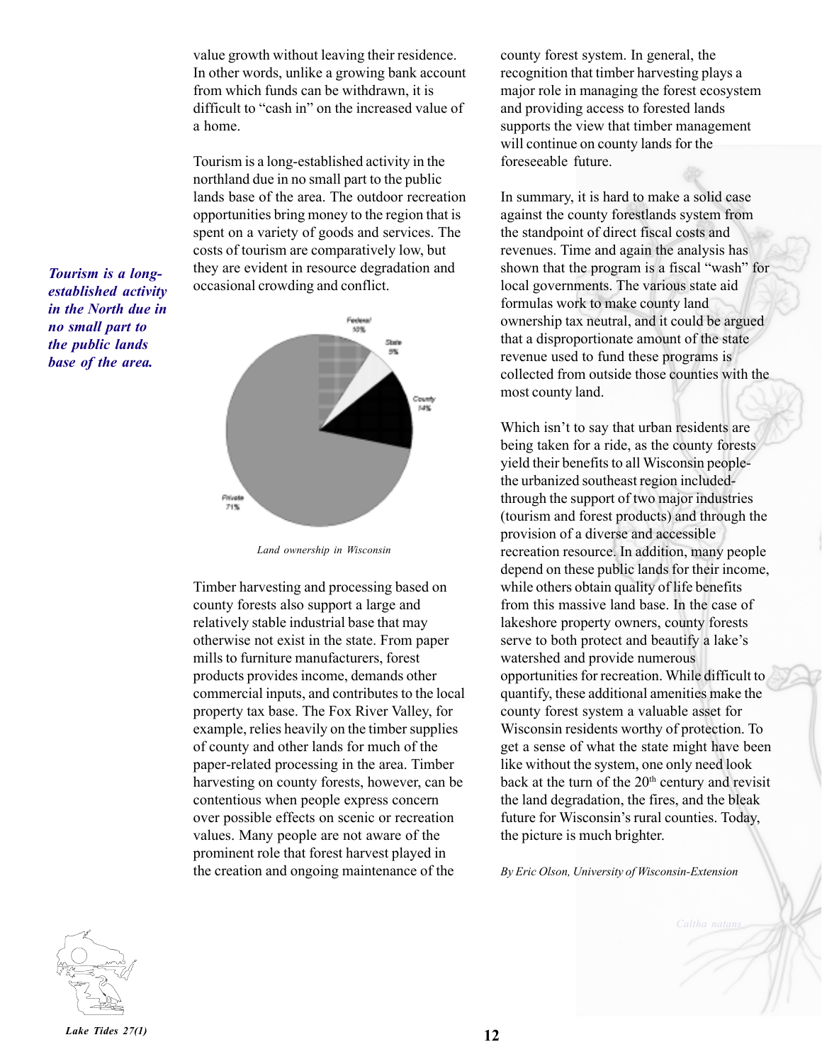value growth without leaving their residence. In other words, unlike a growing bank account from which funds can be withdrawn, it is difficult to "cash in" on the increased value of a home.

Tourism is a long-established activity in the northland due in no small part to the public lands base of the area. The outdoor recreation opportunities bring money to the region that is spent on a variety of goods and services. The costs of tourism are comparatively low, but they are evident in resource degradation and occasional crowding and conflict.

***Tourism is a long-established activity in the North due in no small part to the public lands base of the area.***

Federal 10%
State 5%
County 14%
Private 71%

*Land ownership in Wisconsin*

Timber harvesting and processing based on county forests also support a large and relatively stable industrial base that may otherwise not exist in the state. From paper mills to furniture manufacturers, forest products provides income, demands other commercial inputs, and contributes to the local property tax base. The Fox River Valley, for example, relies heavily on the timber supplies of county and other lands for much of the paper-related processing in the area. Timber harvesting on county forests, however, can be contentious when people express concern over possible effects on scenic or recreation values. Many people are not aware of the prominent role that forest harvest played in the creation and ongoing maintenance of the county forest system. In general, the recognition that timber harvesting plays a major role in managing the forest ecosystem and providing access to forested lands supports the view that timber management will continue on county lands for the foreseeable future.

In summary, it is hard to make a solid case against the county forestlands system from the standpoint of direct fiscal costs and revenues. Time and again the analysis has shown that the program is a fiscal "wash" for local governments. The various state aid formulas work to make county land ownership tax neutral, and it could be argued that a disproportionate amount of the state revenue used to fund these programs is collected from outside those counties with the most county land.

Which isn't to say that urban residents are being taken for a ride, as the county forests yield their benefits to all Wisconsin people-the urbanized southeast region included-through the support of two major industries (tourism and forest products) and through the provision of a diverse and accessible recreation resource. In addition, many people depend on these public lands for their income, while others obtain quality of life benefits from this massive land base. In the case of lakeshore property owners, county forests serve to both protect and beautify a lake's watershed and provide numerous opportunities for recreation. While difficult to quantify, these additional amenities make the county forest system a valuable asset for Wisconsin residents worthy of protection. To get a sense of what the state might have been like without the system, one only need look back at the turn of the 20th century and revisit the land degradation, the fires, and the bleak future for Wisconsin's rural counties. Today, the picture is much brighter.

*By Eric Olson, University of Wisconsin-Extension*

*Caltha natans*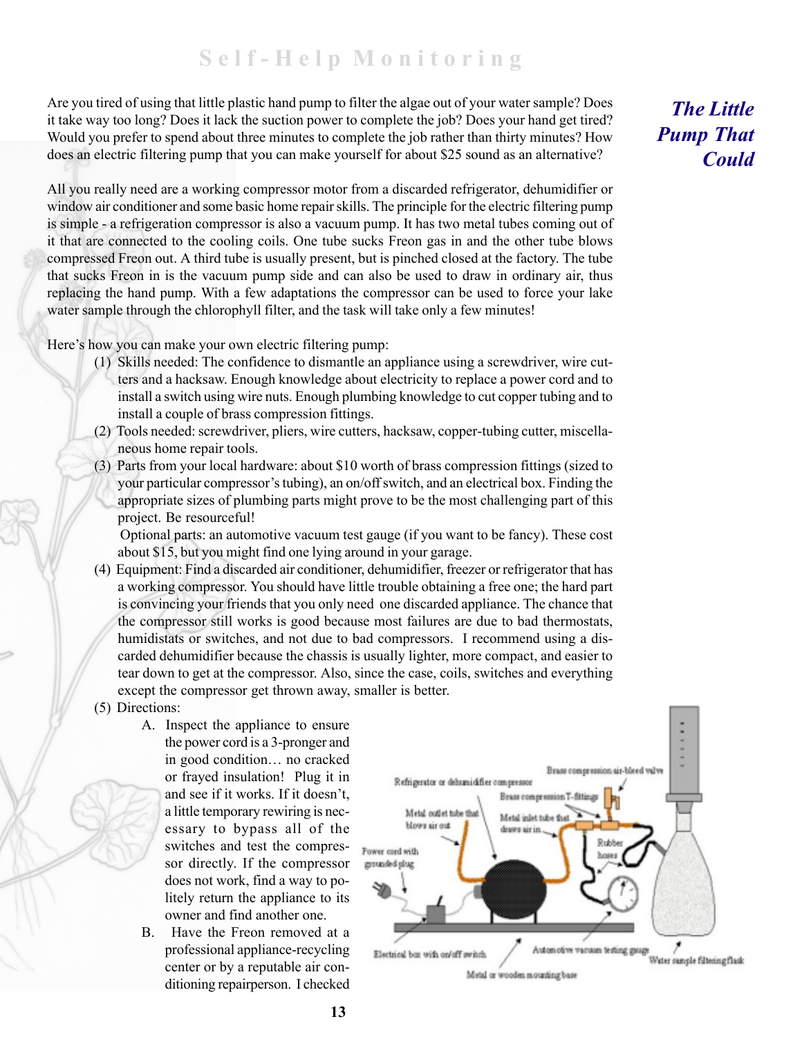# The Little Pump That Could

Are you tired of using that little plastic hand pump to filter the algae out of your water sample? Does it take way too long? Does it lack the suction power to complete the job? Does your hand get tired? Would you prefer to spend about three minutes to complete the job rather than thirty minutes? How does an electric filtering pump that you can make yourself for about $25 sound as an alternative?

All you really need are a working compressor motor from a discarded refrigerator, dehumidifier or window air conditioner and some basic home repair skills. The principle for the electric filtering pump is simple - a refrigeration compressor is also a vacuum pump. It has two metal tubes coming out of it that are connected to the cooling coils. One tube sucks Freon gas in and the other tube blows compressed Freon out. A third tube is usually present, but is pinched closed at the factory. The tube that sucks Freon in is the vacuum pump side and can also be used to draw in ordinary air, thus replacing the hand pump. With a few adaptations the compressor can be used to force your lake water sample through the chlorophyll filter, and the task will take only a few minutes!

Here's how you can make your own electric filtering pump:

(1) Skills needed: The confidence to dismantle an appliance using a screwdriver, wire cutters and a hacksaw. Enough knowledge about electricity to replace a power cord and to install a switch using wire nuts. Enough plumbing knowledge to cut copper tubing and to install a couple of brass compression fittings.

(2) Tools needed: screwdriver, pliers, wire cutters, hacksaw, copper-tubing cutter, miscellaneous home repair tools.

(3) Parts from your local hardware: about $10 worth of brass compression fittings (sized to your particular compressor's tubing), an on/off switch, and an electrical box. Finding the appropriate sizes of plumbing parts might prove to be the most challenging part of this project. Be resourceful!

Optional parts: an automotive vacuum test gauge (if you want to be fancy). These cost about $15, but you might find one lying around in your garage.

(4) Equipment: Find a discarded air conditioner, dehumidifier, freezer or refrigerator that has a working compressor. You should have little trouble obtaining a free one; the hard part is convincing your friends that you only need one discarded appliance. The chance that the compressor still works is good because most failures are due to bad thermostats, humidistats or switches, and not due to bad compressors. I recommend using a discarded dehumidifier because the chassis is usually lighter, more compact, and easier to tear down to get at the compressor. Also, since the case, coils, switches and everything except the compressor get thrown away, smaller is better.

(5) Directions:

A. Inspect the appliance to ensure the power cord is a 3-pronger and in good condition… no cracked or frayed insulation! Plug it in and see if it works. If it doesn't, a little temporary rewiring is necessary to bypass all of the switches and test the compressor directly. If the compressor does not work, find a way to politely return the appliance to its owner and find another one.

B. Have the Freon removed at a professional appliance-recycling center or by a reputable air conditioning repairperson. I checked

Refrigerator or dehumidifier compressor; Brass compression air-bleed valve; Brass compression T-fittings; Metal outlet tube that blows air out; Metal inlet tube that draws air in; Rubber hoses; Power cord with grounded plug; Electrical box with on/off switch; Automotive vacuum testing gauge; Water sample filtering flask; Metal or wooden mounting base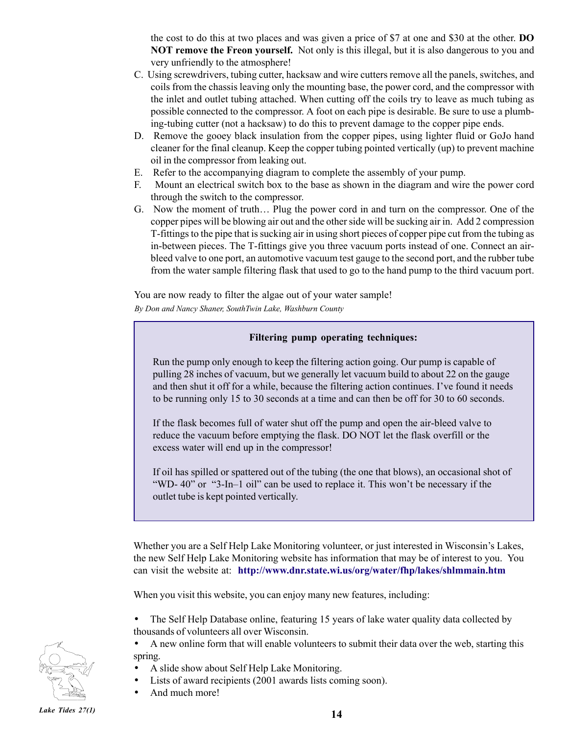the cost to do this at two places and was given a price of $7 at one and $30 at the other. **DO NOT remove the Freon yourself.** Not only is this illegal, but it is also dangerous to you and very unfriendly to the atmosphere!

C. Using screwdrivers, tubing cutter, hacksaw and wire cutters remove all the panels, switches, and coils from the chassis leaving only the mounting base, the power cord, and the compressor with the inlet and outlet tubing attached. When cutting off the coils try to leave as much tubing as possible connected to the compressor. A foot on each pipe is desirable. Be sure to use a plumbing-tubing cutter (not a hacksaw) to do this to prevent damage to the copper pipe ends.

D. Remove the gooey black insulation from the copper pipes, using lighter fluid or GoJo hand cleaner for the final cleanup. Keep the copper tubing pointed vertically (up) to prevent machine oil in the compressor from leaking out.

E. Refer to the accompanying diagram to complete the assembly of your pump.

F. Mount an electrical switch box to the base as shown in the diagram and wire the power cord through the switch to the compressor.

G. Now the moment of truth… Plug the power cord in and turn on the compressor. One of the copper pipes will be blowing air out and the other side will be sucking air in. Add 2 compression T-fittings to the pipe that is sucking air in using short pieces of copper pipe cut from the tubing as in-between pieces. The T-fittings give you three vacuum ports instead of one. Connect an air-bleed valve to one port, an automotive vacuum test gauge to the second port, and the rubber tube from the water sample filtering flask that used to go to the hand pump to the third vacuum port.

You are now ready to filter the algae out of your water sample!

*By Don and Nancy Shaner, SouthTwin Lake, Washburn County*

**Filtering pump operating techniques:**

Run the pump only enough to keep the filtering action going. Our pump is capable of pulling 28 inches of vacuum, but we generally let vacuum build to about 22 on the gauge and then shut it off for a while, because the filtering action continues. I've found it needs to be running only 15 to 30 seconds at a time and can then be off for 30 to 60 seconds.

If the flask becomes full of water shut off the pump and open the air-bleed valve to reduce the vacuum before emptying the flask. DO NOT let the flask overfill or the excess water will end up in the compressor!

If oil has spilled or spattered out of the tubing (the one that blows), an occasional shot of "WD- 40" or "3-In–1 oil" can be used to replace it. This won't be necessary if the outlet tube is kept pointed vertically.

Whether you are a Self Help Lake Monitoring volunteer, or just interested in Wisconsin's Lakes, the new Self Help Lake Monitoring website has information that may be of interest to you. You can visit the website at: **http://www.dnr.state.wi.us/org/water/fhp/lakes/shlmmain.htm**

When you visit this website, you can enjoy many new features, including:

- The Self Help Database online, featuring 15 years of lake water quality data collected by thousands of volunteers all over Wisconsin.
- A new online form that will enable volunteers to submit their data over the web, starting this spring.
- A slide show about Self Help Lake Monitoring.
- Lists of award recipients (2001 awards lists coming soon).
- And much more!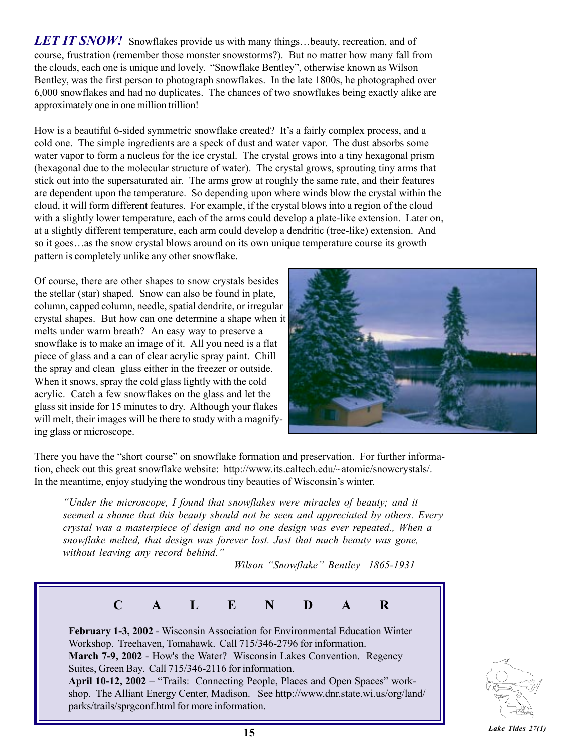***LET IT SNOW!*** Snowflakes provide us with many things…beauty, recreation, and of course, frustration (remember those monster snowstorms?). But no matter how many fall from the clouds, each one is unique and lovely. "Snowflake Bentley", otherwise known as Wilson Bentley, was the first person to photograph snowflakes. In the late 1800s, he photographed over 6,000 snowflakes and had no duplicates. The chances of two snowflakes being exactly alike are approximately one in one million trillion!

How is a beautiful 6-sided symmetric snowflake created? It's a fairly complex process, and a cold one. The simple ingredients are a speck of dust and water vapor. The dust absorbs some water vapor to form a nucleus for the ice crystal. The crystal grows into a tiny hexagonal prism (hexagonal due to the molecular structure of water). The crystal grows, sprouting tiny arms that stick out into the supersaturated air. The arms grow at roughly the same rate, and their features are dependent upon the temperature. So depending upon where winds blow the crystal within the cloud, it will form different features. For example, if the crystal blows into a region of the cloud with a slightly lower temperature, each of the arms could develop a plate-like extension. Later on, at a slightly different temperature, each arm could develop a dendritic (tree-like) extension. And so it goes…as the snow crystal blows around on its own unique temperature course its growth pattern is completely unlike any other snowflake.

Of course, there are other shapes to snow crystals besides the stellar (star) shaped. Snow can also be found in plate, column, capped column, needle, spatial dendrite, or irregular crystal shapes. But how can one determine a shape when it melts under warm breath? An easy way to preserve a snowflake is to make an image of it. All you need is a flat piece of glass and a can of clear acrylic spray paint. Chill the spray and clean glass either in the freezer or outside. When it snows, spray the cold glass lightly with the cold acrylic. Catch a few snowflakes on the glass and let the glass sit inside for 15 minutes to dry. Although your flakes will melt, their images will be there to study with a magnifying glass or microscope.

There you have the "short course" on snowflake formation and preservation. For further information, check out this great snowflake website: http://www.its.caltech.edu/~atomic/snowcrystals/. In the meantime, enjoy studying the wondrous tiny beauties of Wisconsin's winter.

> *"Under the microscope, I found that snowflakes were miracles of beauty; and it seemed a shame that this beauty should not be seen and appreciated by others. Every crystal was a masterpiece of design and no one design was ever repeated., When a snowflake melted, that design was forever lost. Just that much beauty was gone, without leaving any record behind."*
>
> *Wilson "Snowflake" Bentley 1865-1931*

## C A L E N D A R

**February 1-3, 2002** - Wisconsin Association for Environmental Education Winter Workshop. Treehaven, Tomahawk. Call 715/346-2796 for information.
**March 7-9, 2002** - How's the Water? Wisconsin Lakes Convention. Regency Suites, Green Bay. Call 715/346-2116 for information.
**April 10-12, 2002** – "Trails: Connecting People, Places and Open Spaces" workshop. The Alliant Energy Center, Madison. See http://www.dnr.state.wi.us/org/land/parks/trails/sprgconf.html for more information.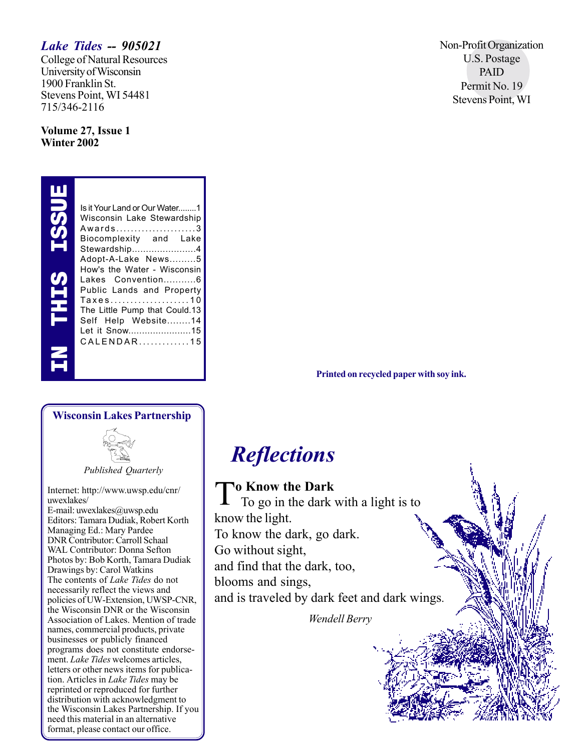***Lake Tides -- 905021***
College of Natural Resources
University of Wisconsin
1900 Franklin St.
Stevens Point, WI 54481
715/346-2116

**Volume 27, Issue 1**
**Winter 2002**

Non-Profit Organization
U.S. Postage
PAID
Permit No. 19
Stevens Point, WI

## IN THIS ISSUE

Is it Your Land or Our Water........1
Wisconsin Lake Stewardship Awards......................3
Biocomplexity and Lake Stewardship.......................4
Adopt-A-Lake News.........5
How's the Water - Wisconsin Lakes Convention...........6
Public Lands and Property Taxes....................10
The Little Pump that Could.13
Self Help Website........14
Let it Snow.......................15
CALENDAR.............15

**Printed on recycled paper with soy ink.**

**Wisconsin Lakes Partnership**

*Published Quarterly*

Internet: http://www.uwsp.edu/cnr/uwexlakes/
E-mail: uwexlakes@uwsp.edu
Editors: Tamara Dudiak, Robert Korth
Managing Ed.: Mary Pardee
DNR Contributor: Carroll Schaal
WAL Contributor: Donna Sefton
Photos by: Bob Korth, Tamara Dudiak
Drawings by: Carol Watkins
The contents of *Lake Tides* do not necessarily reflect the views and policies of UW-Extension, UWSP-CNR, the Wisconsin DNR or the Wisconsin Association of Lakes. Mention of trade names, commercial products, private businesses or publicly financed programs does not constitute endorsement. *Lake Tides* welcomes articles, letters or other news items for publication. Articles in *Lake Tides* may be reprinted or reproduced for further distribution with acknowledgment to the Wisconsin Lakes Partnership. If you need this material in an alternative format, please contact our office.

# *Reflections*

**To Know the Dark**

To go in the dark with a light is to know the light.
To know the dark, go dark.
Go without sight,
and find that the dark, too,
blooms and sings,
and is traveled by dark feet and dark wings.

*Wendell Berry*